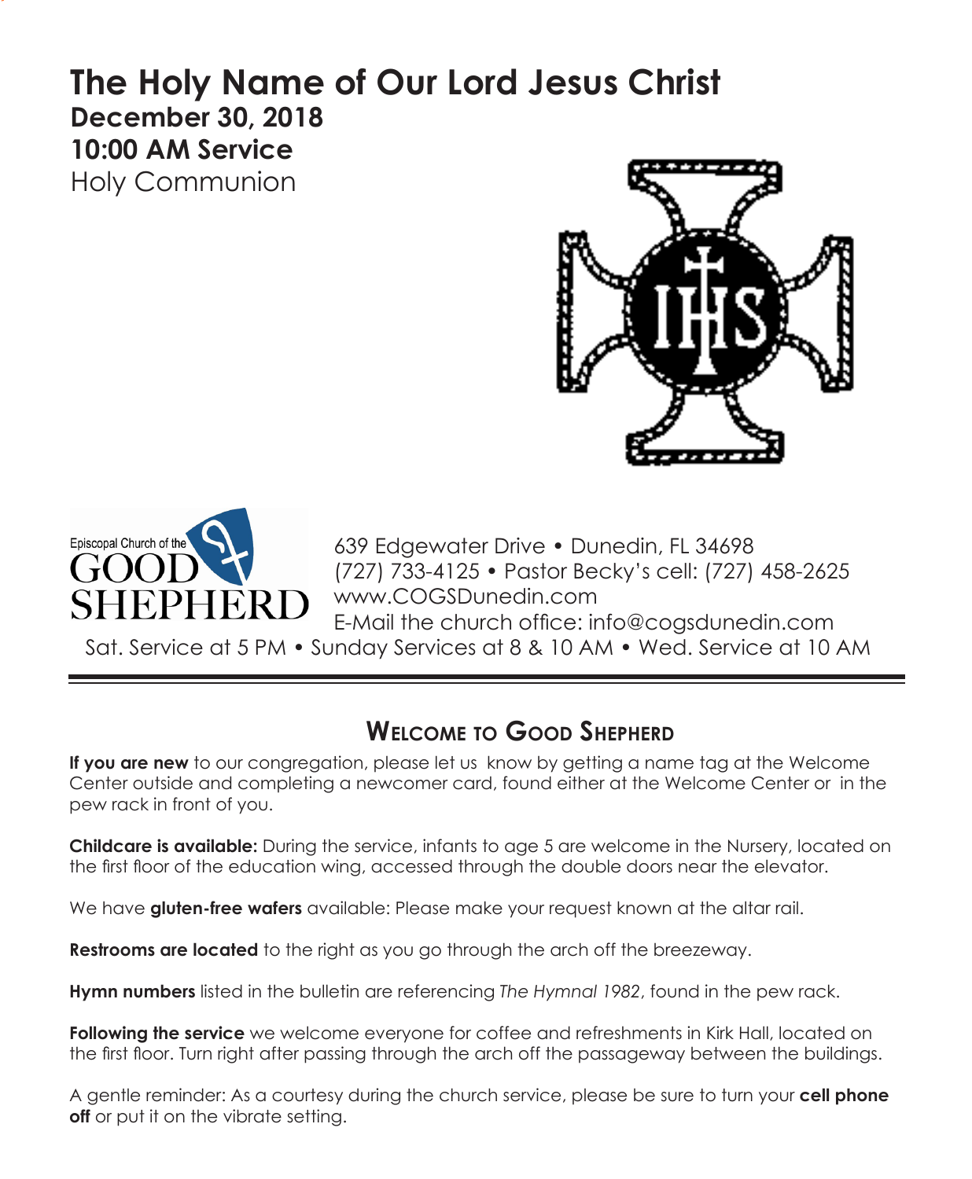# The Holy Name of Our Lord Jesus Christ

**December 30, 2018**

**10:00 AM Service**

Holy Communion

Episcopal Church of the GOOD SHEPHERD

639 Edgewater Drive • Dunedin, FL 34698
(727) 733-4125 • Pastor Becky's cell: (727) 458-2625
www.COGSDunedin.com
E-Mail the church office: info@cogsdunedin.com

Sat. Service at 5 PM • Sunday Services at 8 & 10 AM • Wed. Service at 10 AM

## Welcome to Good Shepherd

**If you are new** to our congregation, please let us know by getting a name tag at the Welcome Center outside and completing a newcomer card, found either at the Welcome Center or in the pew rack in front of you.

**Childcare is available:** During the service, infants to age 5 are welcome in the Nursery, located on the first floor of the education wing, accessed through the double doors near the elevator.

We have **gluten-free wafers** available: Please make your request known at the altar rail.

**Restrooms are located** to the right as you go through the arch off the breezeway.

**Hymn numbers** listed in the bulletin are referencing *The Hymnal 1982*, found in the pew rack.

**Following the service** we welcome everyone for coffee and refreshments in Kirk Hall, located on the first floor. Turn right after passing through the arch off the passageway between the buildings.

A gentle reminder: As a courtesy during the church service, please be sure to turn your **cell phone off** or put it on the vibrate setting.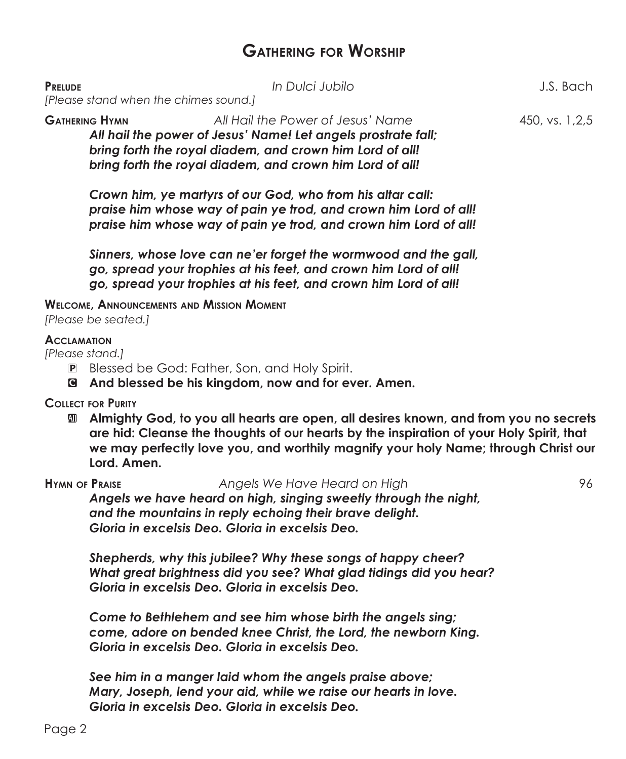# Gathering for Worship

**Prelude** *In Dulci Jubilo* J.S. Bach

*[Please stand when the chimes sound.]*

**Gathering Hymn** *All Hail the Power of Jesus' Name* 450, vs. 1,2,5

***All hail the power of Jesus' Name! Let angels prostrate fall;***
***bring forth the royal diadem, and crown him Lord of all!***
***bring forth the royal diadem, and crown him Lord of all!***

***Crown him, ye martyrs of our God, who from his altar call:***
***praise him whose way of pain ye trod, and crown him Lord of all!***
***praise him whose way of pain ye trod, and crown him Lord of all!***

***Sinners, whose love can ne'er forget the wormwood and the gall,***
***go, spread your trophies at his feet, and crown him Lord of all!***
***go, spread your trophies at his feet, and crown him Lord of all!***

**Welcome, Announcements and Mission Moment**

*[Please be seated.]*

**Acclamation**

*[Please stand.]*

P Blessed be God: Father, Son, and Holy Spirit.

C **And blessed be his kingdom, now and for ever. Amen.**

**Collect for Purity**

All **Almighty God, to you all hearts are open, all desires known, and from you no secrets are hid: Cleanse the thoughts of our hearts by the inspiration of your Holy Spirit, that we may perfectly love you, and worthily magnify your holy Name; through Christ our Lord. Amen.**

**Hymn of Praise** *Angels We Have Heard on High* 96

***Angels we have heard on high, singing sweetly through the night,***
***and the mountains in reply echoing their brave delight.***
***Gloria in excelsis Deo. Gloria in excelsis Deo.***

***Shepherds, why this jubilee? Why these songs of happy cheer?***
***What great brightness did you see? What glad tidings did you hear?***
***Gloria in excelsis Deo. Gloria in excelsis Deo.***

***Come to Bethlehem and see him whose birth the angels sing;***
***come, adore on bended knee Christ, the Lord, the newborn King.***
***Gloria in excelsis Deo. Gloria in excelsis Deo.***

***See him in a manger laid whom the angels praise above;***
***Mary, Joseph, lend your aid, while we raise our hearts in love.***
***Gloria in excelsis Deo. Gloria in excelsis Deo.***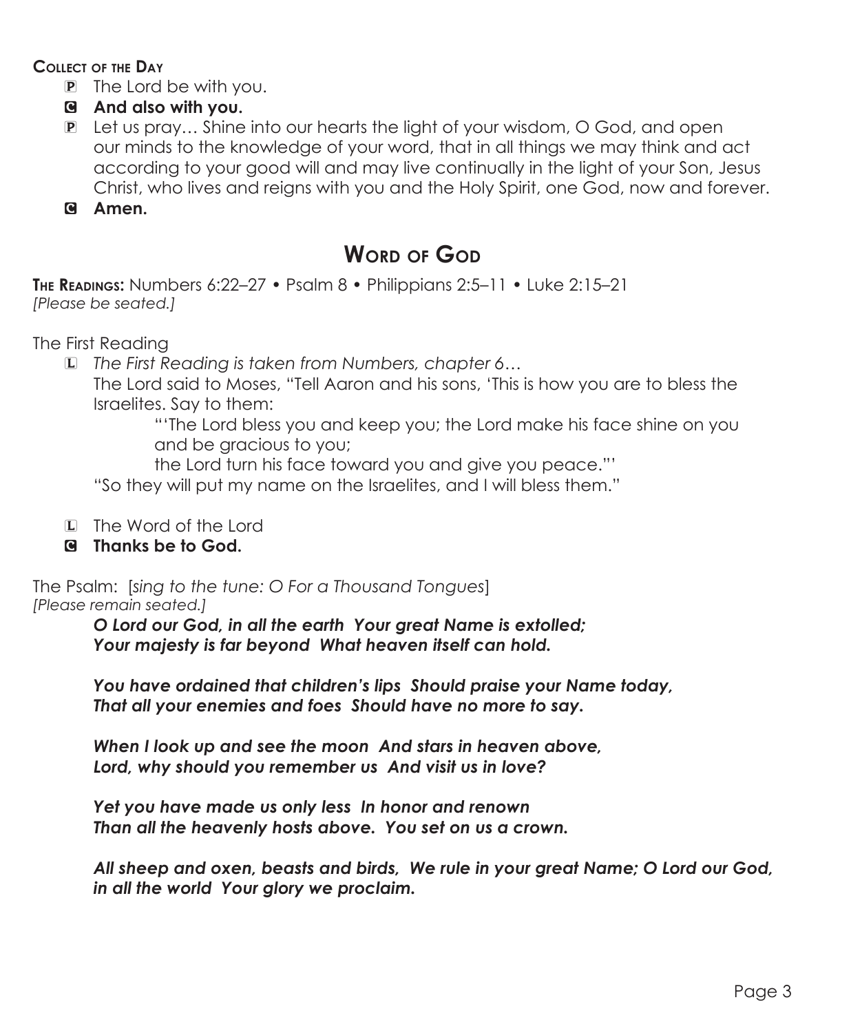**Collect of the Day**

P The Lord be with you.

C **And also with you.**

P Let us pray… Shine into our hearts the light of your wisdom, O God, and open our minds to the knowledge of your word, that in all things we may think and act according to your good will and may live continually in the light of your Son, Jesus Christ, who lives and reigns with you and the Holy Spirit, one God, now and forever.

C **Amen.**

## Word of God

**The Readings:** Numbers 6:22–27 • Psalm 8 • Philippians 2:5–11 • Luke 2:15–21
*[Please be seated.]*

The First Reading

L *The First Reading is taken from Numbers, chapter 6…*
The Lord said to Moses, "Tell Aaron and his sons, 'This is how you are to bless the Israelites. Say to them:

"'The Lord bless you and keep you; the Lord make his face shine on you and be gracious to you;
the Lord turn his face toward you and give you peace."'

"So they will put my name on the Israelites, and I will bless them."

L The Word of the Lord

C **Thanks be to God.**

The Psalm: [*sing to the tune: O For a Thousand Tongues*]
*[Please remain seated.]*

***O Lord our God, in all the earth Your great Name is extolled;***
***Your majesty is far beyond What heaven itself can hold.***

***You have ordained that children's lips Should praise your Name today,***
***That all your enemies and foes Should have no more to say.***

***When I look up and see the moon And stars in heaven above,***
***Lord, why should you remember us And visit us in love?***

***Yet you have made us only less In honor and renown***
***Than all the heavenly hosts above. You set on us a crown.***

***All sheep and oxen, beasts and birds, We rule in your great Name; O Lord our God, in all the world Your glory we proclaim.***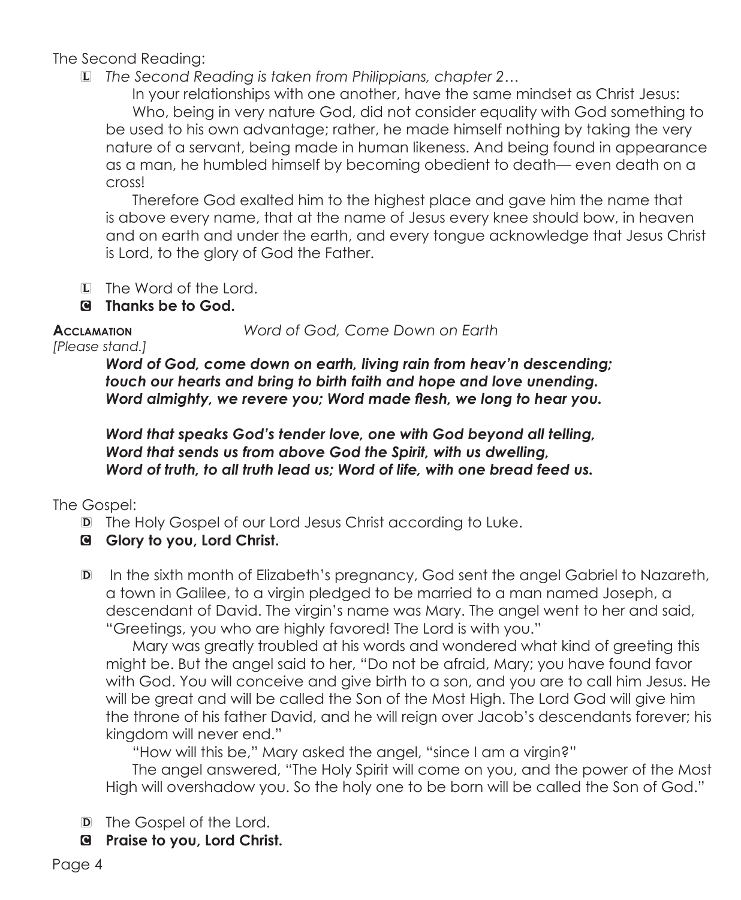The Second Reading:

L *The Second Reading is taken from Philippians, chapter 2…*

In your relationships with one another, have the same mindset as Christ Jesus:

Who, being in very nature God, did not consider equality with God something to be used to his own advantage; rather, he made himself nothing by taking the very nature of a servant, being made in human likeness. And being found in appearance as a man, he humbled himself by becoming obedient to death— even death on a cross!

Therefore God exalted him to the highest place and gave him the name that is above every name, that at the name of Jesus every knee should bow, in heaven and on earth and under the earth, and every tongue acknowledge that Jesus Christ is Lord, to the glory of God the Father.

L The Word of the Lord.

C **Thanks be to God.**

**Acclamation** *Word of God, Come Down on Earth*

*[Please stand.]*

***Word of God, come down on earth, living rain from heav'n descending;***
***touch our hearts and bring to birth faith and hope and love unending.***
***Word almighty, we revere you; Word made flesh, we long to hear you.***

***Word that speaks God's tender love, one with God beyond all telling,***
***Word that sends us from above God the Spirit, with us dwelling,***
***Word of truth, to all truth lead us; Word of life, with one bread feed us.***

The Gospel:

D The Holy Gospel of our Lord Jesus Christ according to Luke.

C **Glory to you, Lord Christ.**

D In the sixth month of Elizabeth's pregnancy, God sent the angel Gabriel to Nazareth, a town in Galilee, to a virgin pledged to be married to a man named Joseph, a descendant of David. The virgin's name was Mary. The angel went to her and said, "Greetings, you who are highly favored! The Lord is with you."

Mary was greatly troubled at his words and wondered what kind of greeting this might be. But the angel said to her, "Do not be afraid, Mary; you have found favor with God. You will conceive and give birth to a son, and you are to call him Jesus. He will be great and will be called the Son of the Most High. The Lord God will give him the throne of his father David, and he will reign over Jacob's descendants forever; his kingdom will never end."

"How will this be," Mary asked the angel, "since I am a virgin?"

The angel answered, "The Holy Spirit will come on you, and the power of the Most High will overshadow you. So the holy one to be born will be called the Son of God."

D The Gospel of the Lord.

C **Praise to you, Lord Christ.**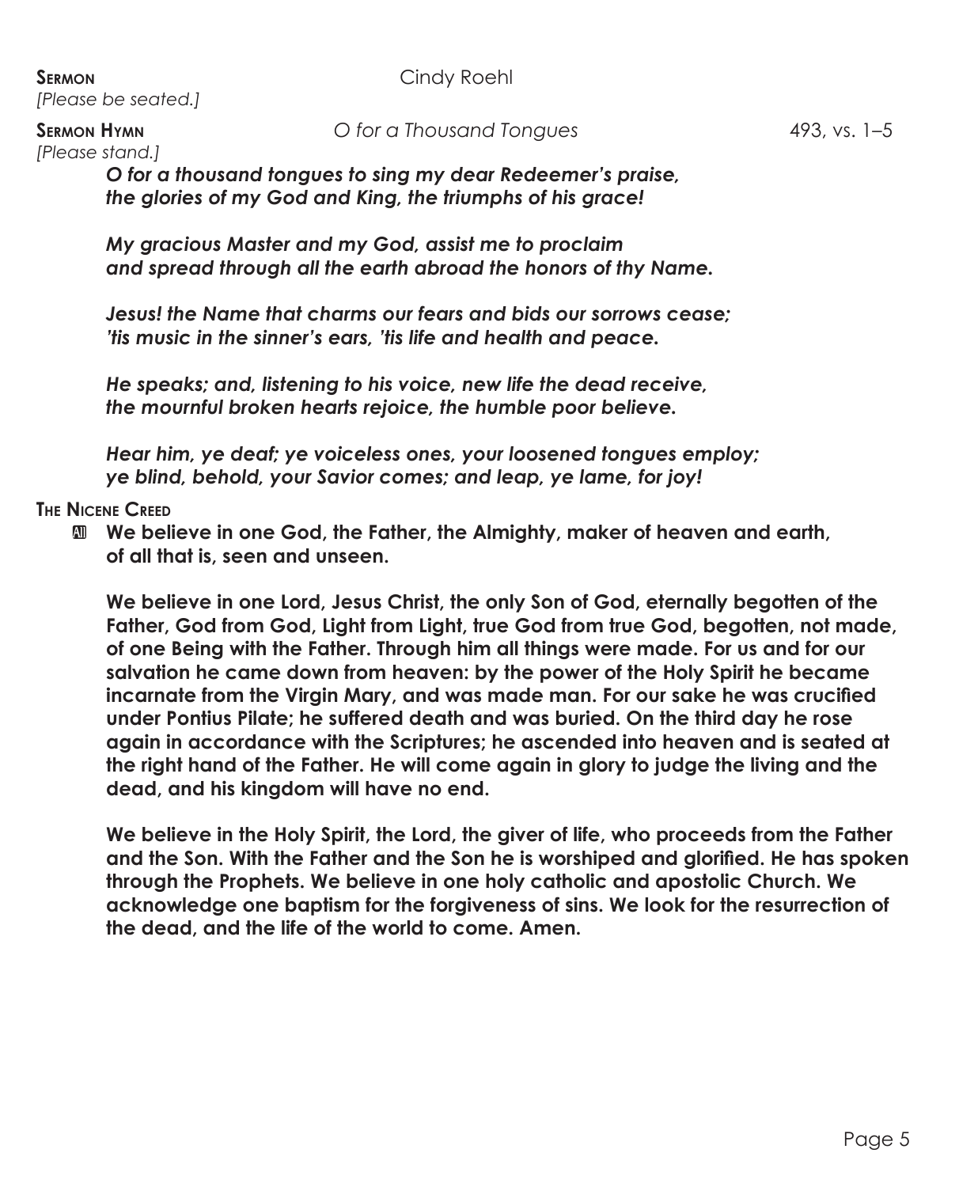**Sermon** Cindy Roehl

*[Please be seated.]*

**Sermon Hymn** *O for a Thousand Tongues* 493, vs. 1–5

*[Please stand.]*

***O for a thousand tongues to sing my dear Redeemer's praise,***
***the glories of my God and King, the triumphs of his grace!***

***My gracious Master and my God, assist me to proclaim***
***and spread through all the earth abroad the honors of thy Name.***

***Jesus! the Name that charms our fears and bids our sorrows cease;***
***'tis music in the sinner's ears, 'tis life and health and peace.***

***He speaks; and, listening to his voice, new life the dead receive,***
***the mournful broken hearts rejoice, the humble poor believe.***

***Hear him, ye deaf; ye voiceless ones, your loosened tongues employ;***
***ye blind, behold, your Savior comes; and leap, ye lame, for joy!***

**The Nicene Creed**

All **We believe in one God, the Father, the Almighty, maker of heaven and earth, of all that is, seen and unseen.**

**We believe in one Lord, Jesus Christ, the only Son of God, eternally begotten of the Father, God from God, Light from Light, true God from true God, begotten, not made, of one Being with the Father. Through him all things were made. For us and for our salvation he came down from heaven: by the power of the Holy Spirit he became incarnate from the Virgin Mary, and was made man. For our sake he was crucified under Pontius Pilate; he suffered death and was buried. On the third day he rose again in accordance with the Scriptures; he ascended into heaven and is seated at the right hand of the Father. He will come again in glory to judge the living and the dead, and his kingdom will have no end.**

**We believe in the Holy Spirit, the Lord, the giver of life, who proceeds from the Father and the Son. With the Father and the Son he is worshiped and glorified. He has spoken through the Prophets. We believe in one holy catholic and apostolic Church. We acknowledge one baptism for the forgiveness of sins. We look for the resurrection of the dead, and the life of the world to come. Amen.**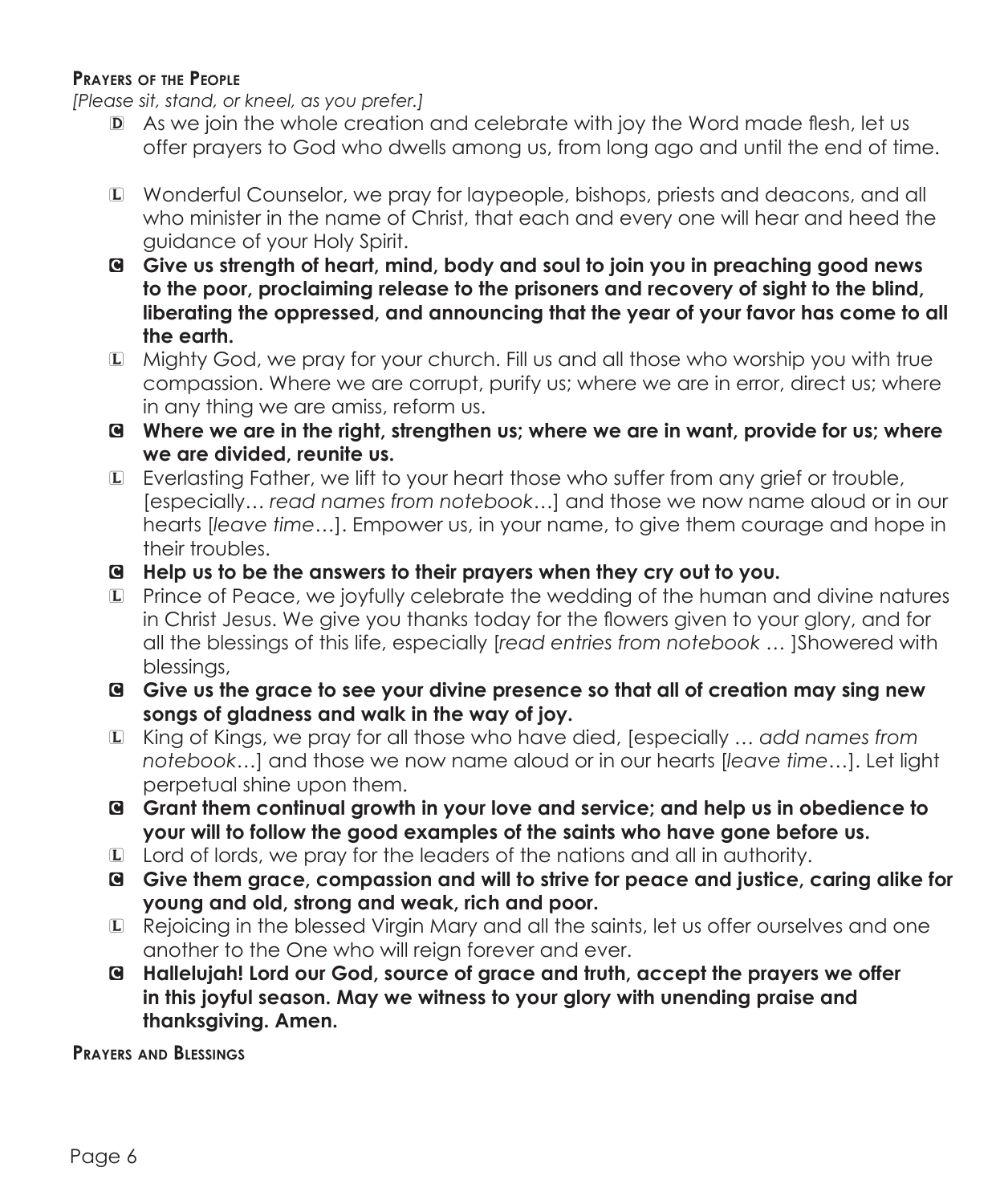**Prayers of the People**

*[Please sit, stand, or kneel, as you prefer.]*

D As we join the whole creation and celebrate with joy the Word made flesh, let us offer prayers to God who dwells among us, from long ago and until the end of time.

L Wonderful Counselor, we pray for laypeople, bishops, priests and deacons, and all who minister in the name of Christ, that each and every one will hear and heed the guidance of your Holy Spirit.

C **Give us strength of heart, mind, body and soul to join you in preaching good news to the poor, proclaiming release to the prisoners and recovery of sight to the blind, liberating the oppressed, and announcing that the year of your favor has come to all the earth.**

L Mighty God, we pray for your church. Fill us and all those who worship you with true compassion. Where we are corrupt, purify us; where we are in error, direct us; where in any thing we are amiss, reform us.

C **Where we are in the right, strengthen us; where we are in want, provide for us; where we are divided, reunite us.**

L Everlasting Father, we lift to your heart those who suffer from any grief or trouble, [especially… *read names from notebook*…] and those we now name aloud or in our hearts [*leave time*…]. Empower us, in your name, to give them courage and hope in their troubles.

C **Help us to be the answers to their prayers when they cry out to you.**

L Prince of Peace, we joyfully celebrate the wedding of the human and divine natures in Christ Jesus. We give you thanks today for the flowers given to your glory, and for all the blessings of this life, especially [*read entries from notebook* … ]Showered with blessings,

C **Give us the grace to see your divine presence so that all of creation may sing new songs of gladness and walk in the way of joy.**

L King of Kings, we pray for all those who have died, [especially … *add names from notebook*…] and those we now name aloud or in our hearts [*leave time*…]. Let light perpetual shine upon them.

C **Grant them continual growth in your love and service; and help us in obedience to your will to follow the good examples of the saints who have gone before us.**

L Lord of lords, we pray for the leaders of the nations and all in authority.

C **Give them grace, compassion and will to strive for peace and justice, caring alike for young and old, strong and weak, rich and poor.**

L Rejoicing in the blessed Virgin Mary and all the saints, let us offer ourselves and one another to the One who will reign forever and ever.

C **Hallelujah! Lord our God, source of grace and truth, accept the prayers we offer in this joyful season. May we witness to your glory with unending praise and thanksgiving. Amen.**

**Prayers and Blessings**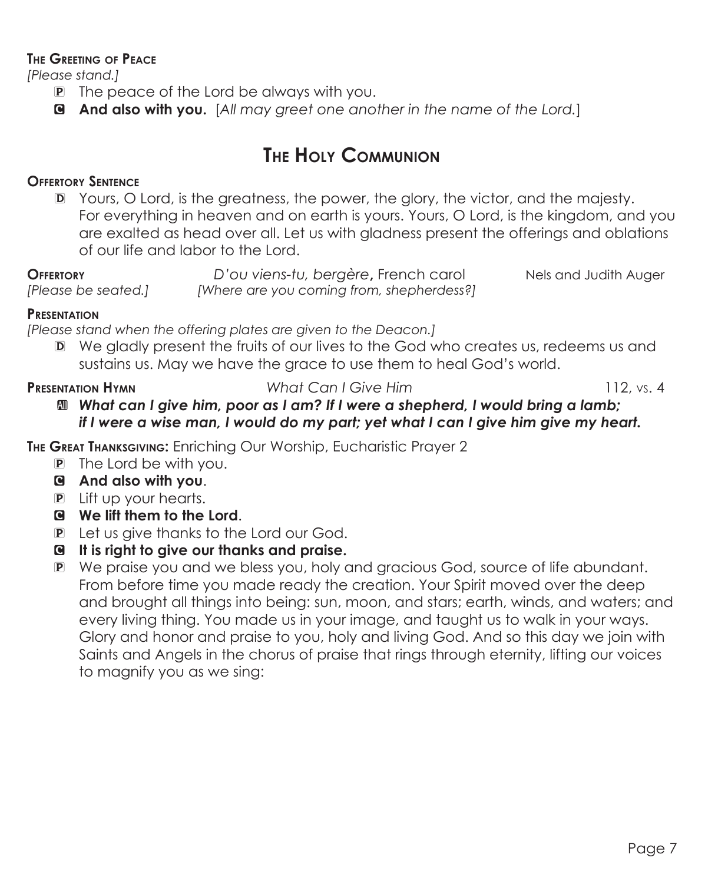**The Greeting of Peace**

*[Please stand.]*

P The peace of the Lord be always with you.

C **And also with you.** [*All may greet one another in the name of the Lord.*]

## The Holy Communion

**Offertory Sentence**

D Yours, O Lord, is the greatness, the power, the glory, the victor, and the majesty. For everything in heaven and on earth is yours. Yours, O Lord, is the kingdom, and you are exalted as head over all. Let us with gladness present the offerings and oblations of our life and labor to the Lord.

**Offertory** *D'ou viens-tu, bergère*, French carol — Nels and Judith Auger
*[Please be seated.]* *[Where are you coming from, shepherdess?]*

**Presentation**

*[Please stand when the offering plates are given to the Deacon.]*

D We gladly present the fruits of our lives to the God who creates us, redeems us and sustains us. May we have the grace to use them to heal God's world.

**Presentation Hymn** *What Can I Give Him* 112, vs. 4

All ***What can I give him, poor as I am? If I were a shepherd, I would bring a lamb; if I were a wise man, I would do my part; yet what I can I give him give my heart.***

**The Great Thanksgiving:** Enriching Our Worship, Eucharistic Prayer 2

P The Lord be with you.

C **And also with you**.

P Lift up your hearts.

C **We lift them to the Lord**.

P Let us give thanks to the Lord our God.

C **It is right to give our thanks and praise.**

P We praise you and we bless you, holy and gracious God, source of life abundant. From before time you made ready the creation. Your Spirit moved over the deep and brought all things into being: sun, moon, and stars; earth, winds, and waters; and every living thing. You made us in your image, and taught us to walk in your ways. Glory and honor and praise to you, holy and living God. And so this day we join with Saints and Angels in the chorus of praise that rings through eternity, lifting our voices to magnify you as we sing: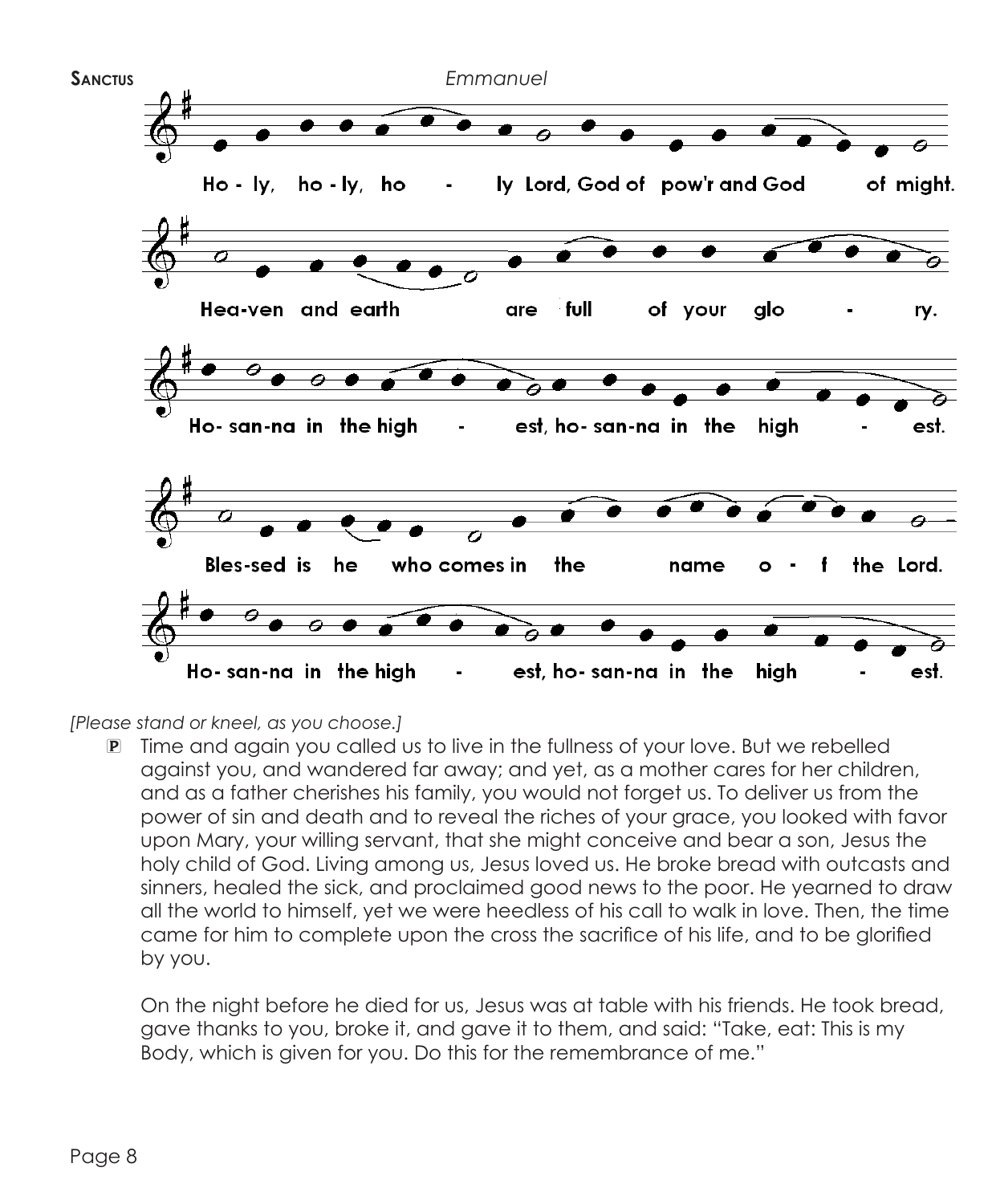**Sanctus** *Emmanuel*

Ho - ly, ho - ly, ho - ly Lord, God of pow'r and God of might.

Hea-ven and earth are full of your glo - ry.

Ho- san-na in the high - est, ho- san-na in the high - est.

Bles-sed is he who comes in the name o - f the Lord.

Ho- san-na in the high - est, ho- san-na in the high - est.

*[Please stand or kneel, as you choose.]*

℗ Time and again you called us to live in the fullness of your love. But we rebelled against you, and wandered far away; and yet, as a mother cares for her children, and as a father cherishes his family, you would not forget us. To deliver us from the power of sin and death and to reveal the riches of your grace, you looked with favor upon Mary, your willing servant, that she might conceive and bear a son, Jesus the holy child of God. Living among us, Jesus loved us. He broke bread with outcasts and sinners, healed the sick, and proclaimed good news to the poor. He yearned to draw all the world to himself, yet we were heedless of his call to walk in love. Then, the time came for him to complete upon the cross the sacrifice of his life, and to be glorified by you.

On the night before he died for us, Jesus was at table with his friends. He took bread, gave thanks to you, broke it, and gave it to them, and said: "Take, eat: This is my Body, which is given for you. Do this for the remembrance of me."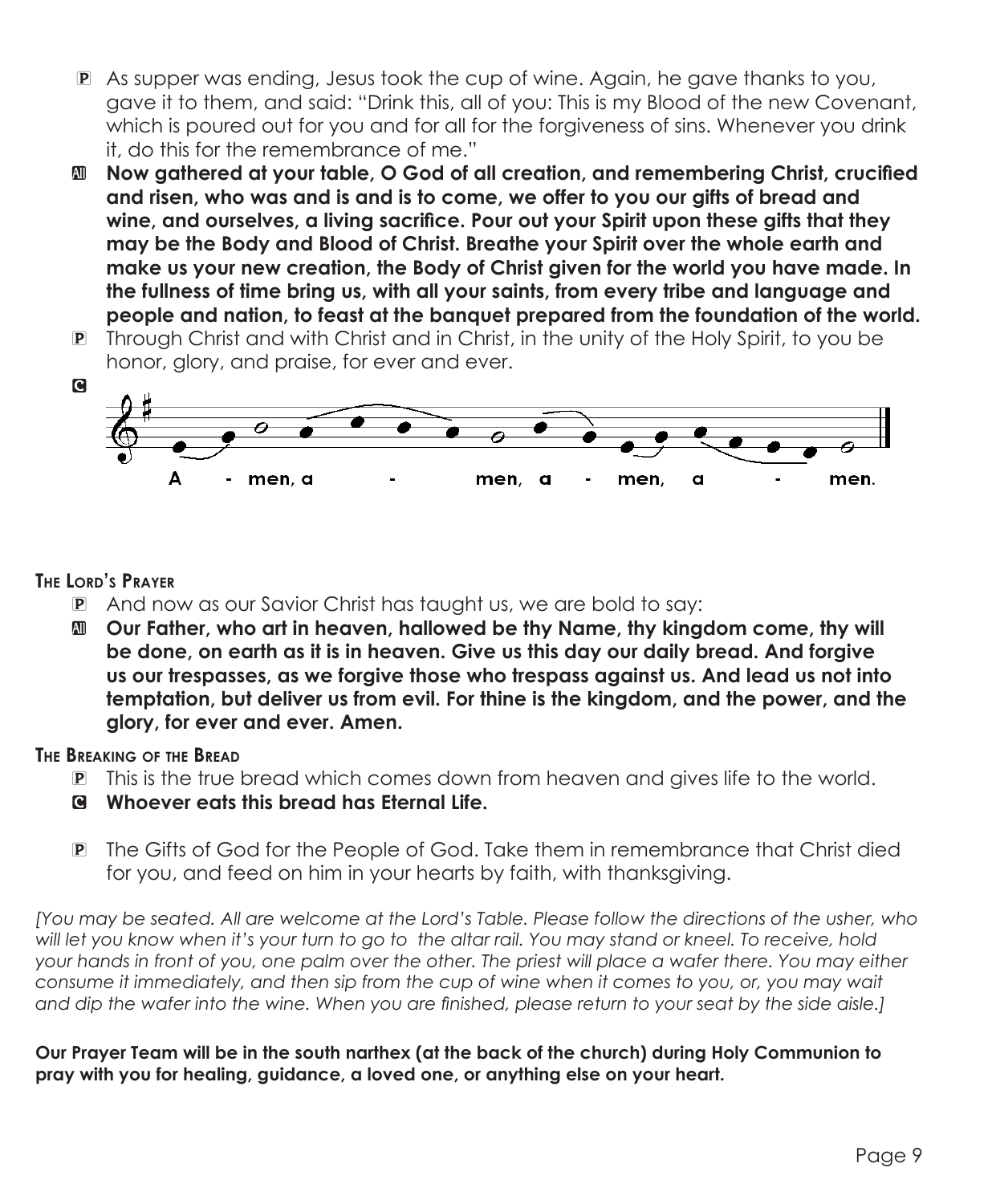P As supper was ending, Jesus took the cup of wine. Again, he gave thanks to you, gave it to them, and said: "Drink this, all of you: This is my Blood of the new Covenant, which is poured out for you and for all for the forgiveness of sins. Whenever you drink it, do this for the remembrance of me."

**All Now gathered at your table, O God of all creation, and remembering Christ, crucified and risen, who was and is and is to come, we offer to you our gifts of bread and wine, and ourselves, a living sacrifice. Pour out your Spirit upon these gifts that they may be the Body and Blood of Christ. Breathe your Spirit over the whole earth and make us your new creation, the Body of Christ given for the world you have made. In the fullness of time bring us, with all your saints, from every tribe and language and people and nation, to feast at the banquet prepared from the foundation of the world.**

P Through Christ and with Christ and in Christ, in the unity of the Holy Spirit, to you be honor, glory, and praise, for ever and ever.

**C** A - men, a - men, a - men, a - men.

### The Lord's Prayer

P And now as our Savior Christ has taught us, we are bold to say:

**All Our Father, who art in heaven, hallowed be thy Name, thy kingdom come, thy will be done, on earth as it is in heaven. Give us this day our daily bread. And forgive us our trespasses, as we forgive those who trespass against us. And lead us not into temptation, but deliver us from evil. For thine is the kingdom, and the power, and the glory, for ever and ever. Amen.**

### The Breaking of the Bread

P This is the true bread which comes down from heaven and gives life to the world.

**C Whoever eats this bread has Eternal Life.**

P The Gifts of God for the People of God. Take them in remembrance that Christ died for you, and feed on him in your hearts by faith, with thanksgiving.

*[You may be seated. All are welcome at the Lord's Table. Please follow the directions of the usher, who will let you know when it's your turn to go to the altar rail. You may stand or kneel. To receive, hold your hands in front of you, one palm over the other. The priest will place a wafer there. You may either consume it immediately, and then sip from the cup of wine when it comes to you, or, you may wait and dip the wafer into the wine. When you are finished, please return to your seat by the side aisle.]*

**Our Prayer Team will be in the south narthex (at the back of the church) during Holy Communion to pray with you for healing, guidance, a loved one, or anything else on your heart.**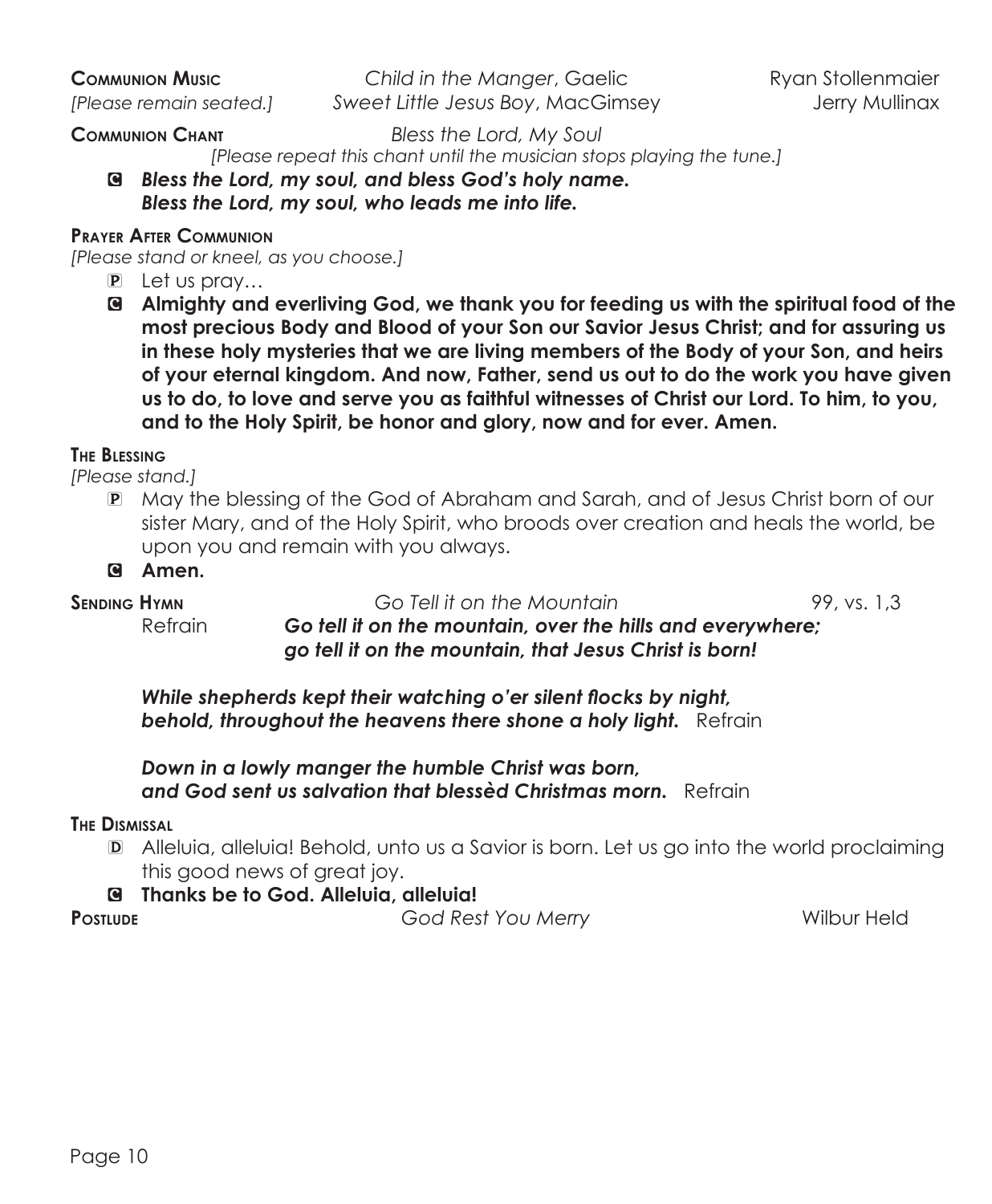**Communion Music** *Child in the Manger*, Gaelic Ryan Stollenmaier
*[Please remain seated.]* *Sweet Little Jesus Boy*, MacGimsey Jerry Mullinax

**Communion Chant** *Bless the Lord, My Soul*
*[Please repeat this chant until the musician stops playing the tune.]*

C ***Bless the Lord, my soul, and bless God's holy name.***
***Bless the Lord, my soul, who leads me into life.***

**Prayer After Communion**
*[Please stand or kneel, as you choose.]*

P Let us pray…

C **Almighty and everliving God, we thank you for feeding us with the spiritual food of the most precious Body and Blood of your Son our Savior Jesus Christ; and for assuring us in these holy mysteries that we are living members of the Body of your Son, and heirs of your eternal kingdom. And now, Father, send us out to do the work you have given us to do, to love and serve you as faithful witnesses of Christ our Lord. To him, to you, and to the Holy Spirit, be honor and glory, now and for ever. Amen.**

**The Blessing**
*[Please stand.]*

P May the blessing of the God of Abraham and Sarah, and of Jesus Christ born of our sister Mary, and of the Holy Spirit, who broods over creation and heals the world, be upon you and remain with you always.

C **Amen.**

**Sending Hymn** *Go Tell it on the Mountain* 99, vs. 1,3

Refrain ***Go tell it on the mountain, over the hills and everywhere;***
***go tell it on the mountain, that Jesus Christ is born!***

***While shepherds kept their watching o'er silent flocks by night,***
***behold, throughout the heavens there shone a holy light.*** Refrain

***Down in a lowly manger the humble Christ was born,***
***and God sent us salvation that blessèd Christmas morn.*** Refrain

**The Dismissal**

D Alleluia, alleluia! Behold, unto us a Savior is born. Let us go into the world proclaiming this good news of great joy.

C **Thanks be to God. Alleluia, alleluia!**

**Postlude** *God Rest You Merry* Wilbur Held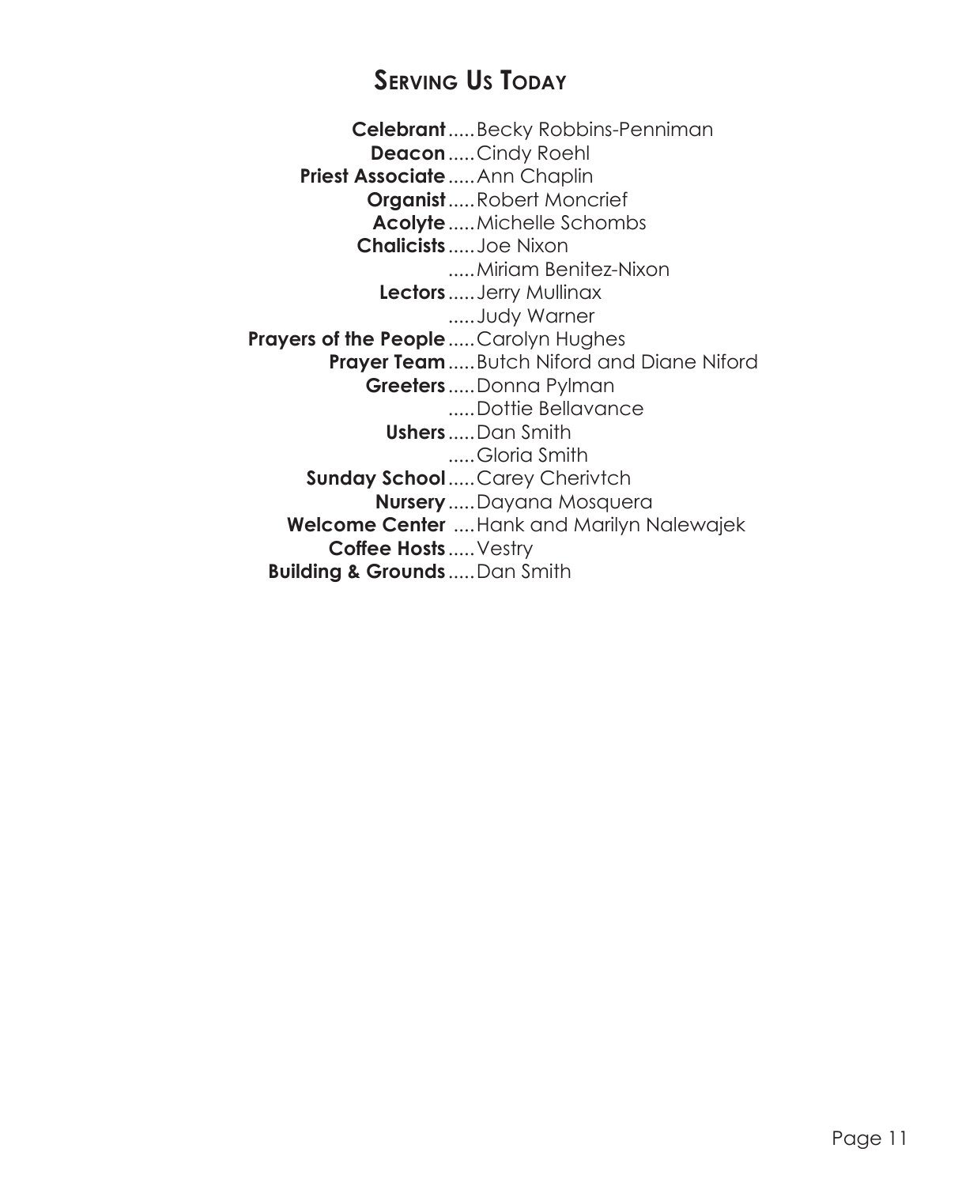## Serving Us Today

**Celebrant**.....Becky Robbins-Penniman
**Deacon**.....Cindy Roehl
**Priest Associate**.....Ann Chaplin
**Organist**.....Robert Moncrief
**Acolyte**.....Michelle Schombs
**Chalicists**.....Joe Nixon
.....Miriam Benitez-Nixon
**Lectors**.....Jerry Mullinax
.....Judy Warner
**Prayers of the People**.....Carolyn Hughes
**Prayer Team**.....Butch Niford and Diane Niford
**Greeters**.....Donna Pylman
.....Dottie Bellavance
**Ushers**.....Dan Smith
.....Gloria Smith
**Sunday School**.....Carey Cherivtch
**Nursery**.....Dayana Mosquera
**Welcome Center** ....Hank and Marilyn Nalewajek
**Coffee Hosts**.....Vestry
**Building & Grounds**.....Dan Smith